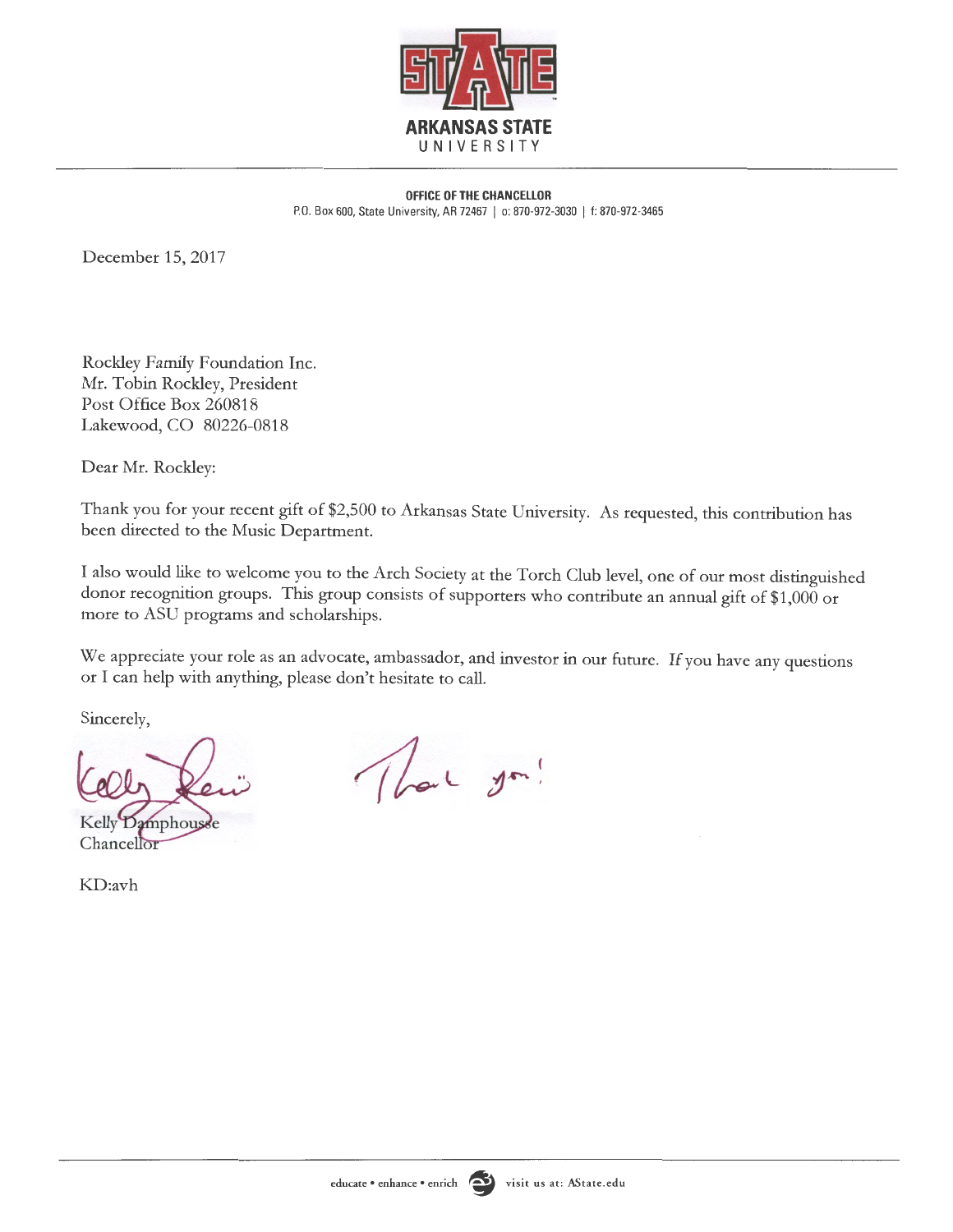**ARKANSAS STATE UNIVERSITY**

**OFFICE OF THE CHANCELLOR**
P.O. Box 600, State University, AR 72467 | o: 870-972-3030 | f: 870-972-3465

December 15, 2017

Rockley Family Foundation Inc.
Mr. Tobin Rockley, President
Post Office Box 260818
Lakewood, CO 80226-0818

Dear Mr. Rockley:

Thank you for your recent gift of $2,500 to Arkansas State University. As requested, this contribution has been directed to the Music Department.

I also would like to welcome you to the Arch Society at the Torch Club level, one of our most distinguished donor recognition groups. This group consists of supporters who contribute an annual gift of $1,000 or more to ASU programs and scholarships.

We appreciate your role as an advocate, ambassador, and investor in our future. If you have any questions or I can help with anything, please don't hesitate to call.

Sincerely,

Thank you!

Kelly Damphousse
Chancellor

KD:avh

educate • enhance • enrich visit us at: AState.edu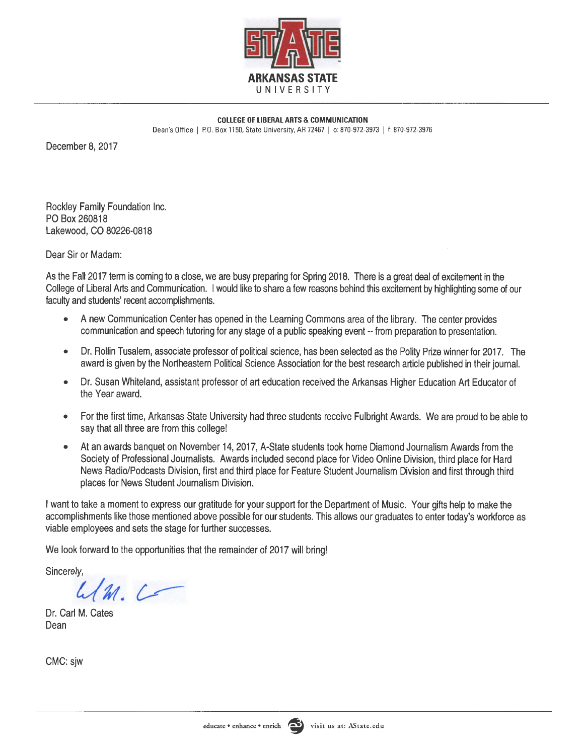**ARKANSAS STATE UNIVERSITY**

**COLLEGE OF LIBERAL ARTS & COMMUNICATION**
Dean's Office | P.O. Box 1150, State University, AR 72467 | o: 870-972-3973 | f: 870-972-3976

December 8, 2017

Rockley Family Foundation Inc.
PO Box 260818
Lakewood, CO 80226-0818

Dear Sir or Madam:

As the Fall 2017 term is coming to a close, we are busy preparing for Spring 2018. There is a great deal of excitement in the College of Liberal Arts and Communication. I would like to share a few reasons behind this excitement by highlighting some of our faculty and students' recent accomplishments.

- A new Communication Center has opened in the Learning Commons area of the library. The center provides communication and speech tutoring for any stage of a public speaking event -- from preparation to presentation.
- Dr. Rollin Tusalem, associate professor of political science, has been selected as the Polity Prize winner for 2017. The award is given by the Northeastern Political Science Association for the best research article published in their journal.
- Dr. Susan Whiteland, assistant professor of art education received the Arkansas Higher Education Art Educator of the Year award.
- For the first time, Arkansas State University had three students receive Fulbright Awards. We are proud to be able to say that all three are from this college!
- At an awards banquet on November 14, 2017, A-State students took home Diamond Journalism Awards from the Society of Professional Journalists. Awards included second place for Video Online Division, third place for Hard News Radio/Podcasts Division, first and third place for Feature Student Journalism Division and first through third places for News Student Journalism Division.

I want to take a moment to express our gratitude for your support for the Department of Music. Your gifts help to make the accomplishments like those mentioned above possible for our students. This allows our graduates to enter today's workforce as viable employees and sets the stage for further successes.

We look forward to the opportunities that the remainder of 2017 will bring!

Sincerely,

Dr. Carl M. Cates
Dean

CMC: sjw

educate • enhance • enrich visit us at: AState.edu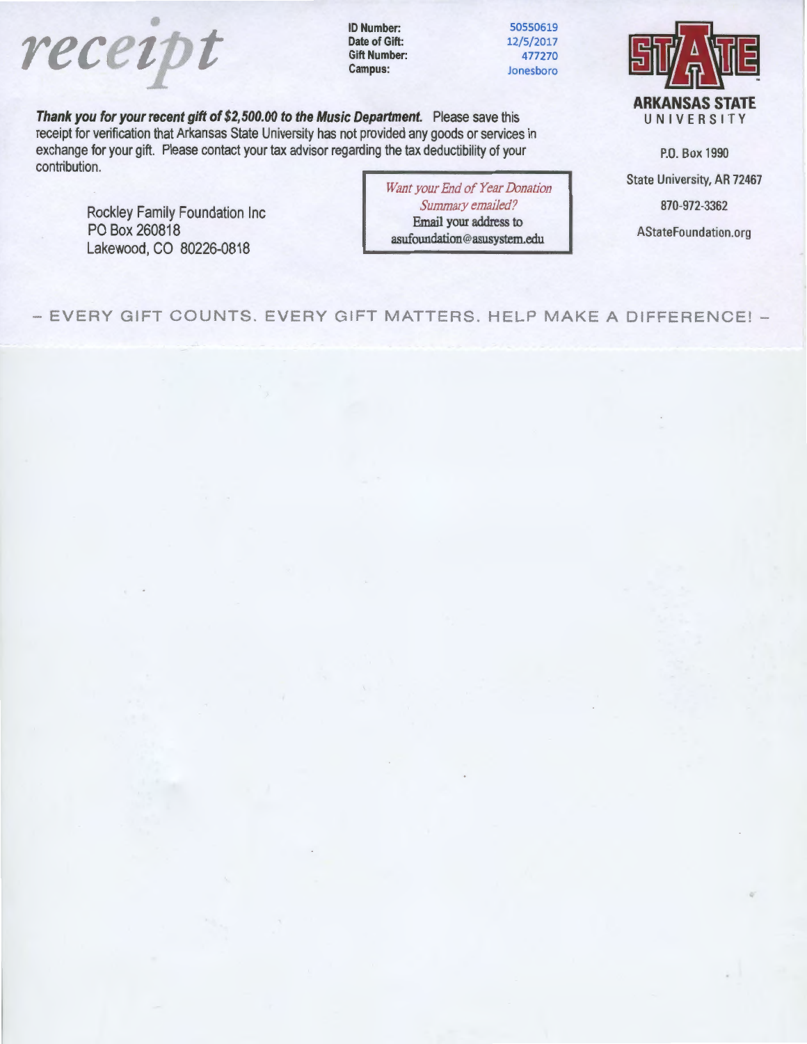# receipt

**ID Number:** 50550619
**Date of Gift:** 12/5/2017
**Gift Number:** 477270
**Campus:** Jonesboro

**ARKANSAS STATE UNIVERSITY**

P.O. Box 1990

State University, AR 72467

870-972-3362

AStateFoundation.org

***Thank you for your recent gift of $2,500.00 to the Music Department.*** Please save this receipt for verification that Arkansas State University has not provided any goods or services in exchange for your gift. Please contact your tax advisor regarding the tax deductibility of your contribution.

Rockley Family Foundation Inc
PO Box 260818
Lakewood, CO 80226-0818

*Want your End of Year Donation Summary emailed?*
Email your address to
asufoundation@asusystem.edu

– EVERY GIFT COUNTS. EVERY GIFT MATTERS. HELP MAKE A DIFFERENCE! –